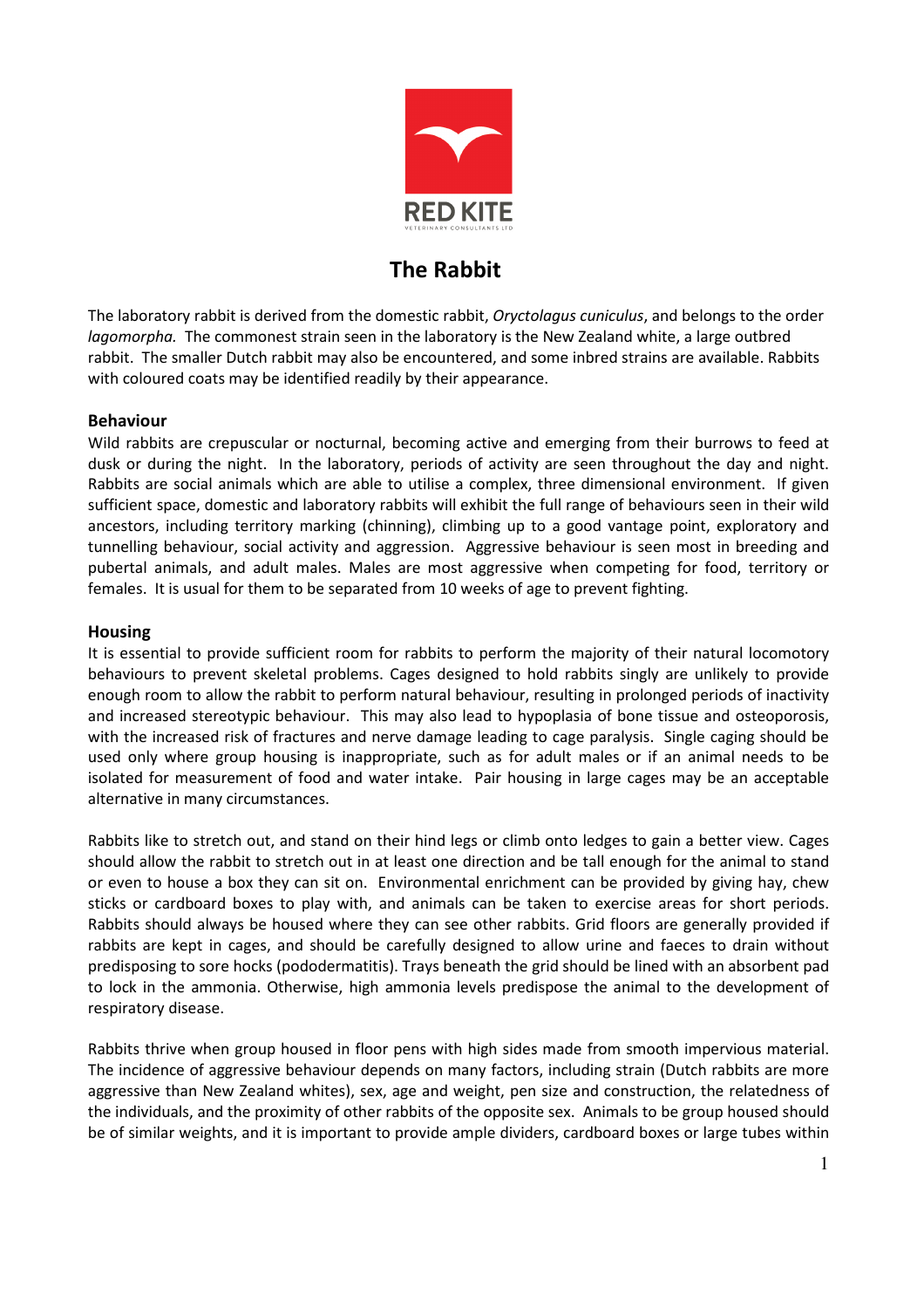RED KITE

VETERINARY CONSULTANTS LTD

# The Rabbit

The laboratory rabbit is derived from the domestic rabbit, *Oryctolagus cuniculus*, and belongs to the order *lagomorpha.* The commonest strain seen in the laboratory is the New Zealand white, a large outbred rabbit. The smaller Dutch rabbit may also be encountered, and some inbred strains are available. Rabbits with coloured coats may be identified readily by their appearance.

## Behaviour

Wild rabbits are crepuscular or nocturnal, becoming active and emerging from their burrows to feed at dusk or during the night. In the laboratory, periods of activity are seen throughout the day and night. Rabbits are social animals which are able to utilise a complex, three dimensional environment. If given sufficient space, domestic and laboratory rabbits will exhibit the full range of behaviours seen in their wild ancestors, including territory marking (chinning), climbing up to a good vantage point, exploratory and tunnelling behaviour, social activity and aggression. Aggressive behaviour is seen most in breeding and pubertal animals, and adult males. Males are most aggressive when competing for food, territory or females. It is usual for them to be separated from 10 weeks of age to prevent fighting.

## Housing

It is essential to provide sufficient room for rabbits to perform the majority of their natural locomotory behaviours to prevent skeletal problems. Cages designed to hold rabbits singly are unlikely to provide enough room to allow the rabbit to perform natural behaviour, resulting in prolonged periods of inactivity and increased stereotypic behaviour. This may also lead to hypoplasia of bone tissue and osteoporosis, with the increased risk of fractures and nerve damage leading to cage paralysis. Single caging should be used only where group housing is inappropriate, such as for adult males or if an animal needs to be isolated for measurement of food and water intake. Pair housing in large cages may be an acceptable alternative in many circumstances.

Rabbits like to stretch out, and stand on their hind legs or climb onto ledges to gain a better view. Cages should allow the rabbit to stretch out in at least one direction and be tall enough for the animal to stand or even to house a box they can sit on. Environmental enrichment can be provided by giving hay, chew sticks or cardboard boxes to play with, and animals can be taken to exercise areas for short periods. Rabbits should always be housed where they can see other rabbits. Grid floors are generally provided if rabbits are kept in cages, and should be carefully designed to allow urine and faeces to drain without predisposing to sore hocks (pododermatitis). Trays beneath the grid should be lined with an absorbent pad to lock in the ammonia. Otherwise, high ammonia levels predispose the animal to the development of respiratory disease.

Rabbits thrive when group housed in floor pens with high sides made from smooth impervious material. The incidence of aggressive behaviour depends on many factors, including strain (Dutch rabbits are more aggressive than New Zealand whites), sex, age and weight, pen size and construction, the relatedness of the individuals, and the proximity of other rabbits of the opposite sex. Animals to be group housed should be of similar weights, and it is important to provide ample dividers, cardboard boxes or large tubes within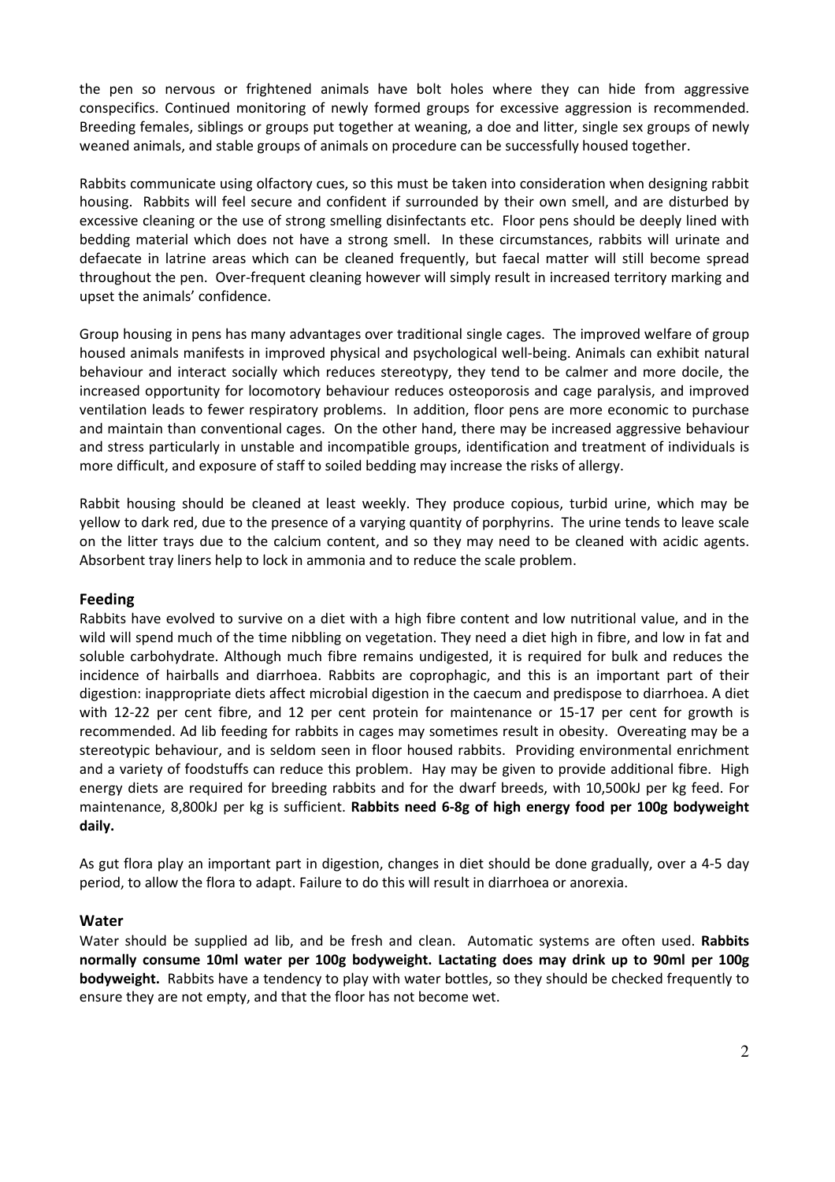the pen so nervous or frightened animals have bolt holes where they can hide from aggressive conspecifics. Continued monitoring of newly formed groups for excessive aggression is recommended. Breeding females, siblings or groups put together at weaning, a doe and litter, single sex groups of newly weaned animals, and stable groups of animals on procedure can be successfully housed together.

Rabbits communicate using olfactory cues, so this must be taken into consideration when designing rabbit housing. Rabbits will feel secure and confident if surrounded by their own smell, and are disturbed by excessive cleaning or the use of strong smelling disinfectants etc. Floor pens should be deeply lined with bedding material which does not have a strong smell. In these circumstances, rabbits will urinate and defaecate in latrine areas which can be cleaned frequently, but faecal matter will still become spread throughout the pen. Over-frequent cleaning however will simply result in increased territory marking and upset the animals' confidence.

Group housing in pens has many advantages over traditional single cages. The improved welfare of group housed animals manifests in improved physical and psychological well-being. Animals can exhibit natural behaviour and interact socially which reduces stereotypy, they tend to be calmer and more docile, the increased opportunity for locomotory behaviour reduces osteoporosis and cage paralysis, and improved ventilation leads to fewer respiratory problems. In addition, floor pens are more economic to purchase and maintain than conventional cages. On the other hand, there may be increased aggressive behaviour and stress particularly in unstable and incompatible groups, identification and treatment of individuals is more difficult, and exposure of staff to soiled bedding may increase the risks of allergy.

Rabbit housing should be cleaned at least weekly. They produce copious, turbid urine, which may be yellow to dark red, due to the presence of a varying quantity of porphyrins. The urine tends to leave scale on the litter trays due to the calcium content, and so they may need to be cleaned with acidic agents. Absorbent tray liners help to lock in ammonia and to reduce the scale problem.

## Feeding

Rabbits have evolved to survive on a diet with a high fibre content and low nutritional value, and in the wild will spend much of the time nibbling on vegetation. They need a diet high in fibre, and low in fat and soluble carbohydrate. Although much fibre remains undigested, it is required for bulk and reduces the incidence of hairballs and diarrhoea. Rabbits are coprophagic, and this is an important part of their digestion: inappropriate diets affect microbial digestion in the caecum and predispose to diarrhoea. A diet with 12-22 per cent fibre, and 12 per cent protein for maintenance or 15-17 per cent for growth is recommended. Ad lib feeding for rabbits in cages may sometimes result in obesity. Overeating may be a stereotypic behaviour, and is seldom seen in floor housed rabbits. Providing environmental enrichment and a variety of foodstuffs can reduce this problem. Hay may be given to provide additional fibre. High energy diets are required for breeding rabbits and for the dwarf breeds, with 10,500kJ per kg feed. For maintenance, 8,800kJ per kg is sufficient. **Rabbits need 6-8g of high energy food per 100g bodyweight daily.**

As gut flora play an important part in digestion, changes in diet should be done gradually, over a 4-5 day period, to allow the flora to adapt. Failure to do this will result in diarrhoea or anorexia.

## Water

Water should be supplied ad lib, and be fresh and clean. Automatic systems are often used. **Rabbits normally consume 10ml water per 100g bodyweight. Lactating does may drink up to 90ml per 100g bodyweight.** Rabbits have a tendency to play with water bottles, so they should be checked frequently to ensure they are not empty, and that the floor has not become wet.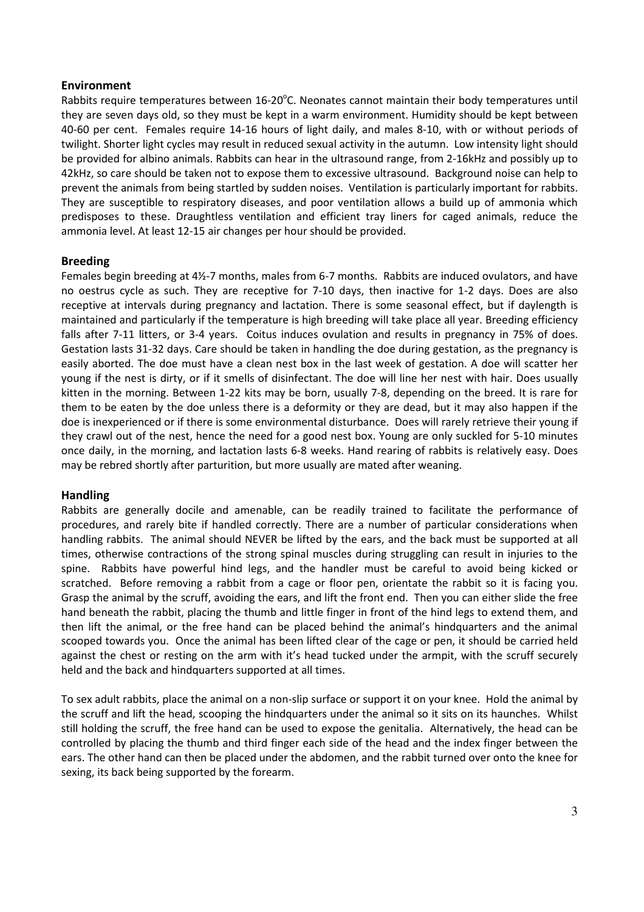## Environment

Rabbits require temperatures between 16-20°C. Neonates cannot maintain their body temperatures until they are seven days old, so they must be kept in a warm environment. Humidity should be kept between 40-60 per cent. Females require 14-16 hours of light daily, and males 8-10, with or without periods of twilight. Shorter light cycles may result in reduced sexual activity in the autumn. Low intensity light should be provided for albino animals. Rabbits can hear in the ultrasound range, from 2-16kHz and possibly up to 42kHz, so care should be taken not to expose them to excessive ultrasound. Background noise can help to prevent the animals from being startled by sudden noises. Ventilation is particularly important for rabbits. They are susceptible to respiratory diseases, and poor ventilation allows a build up of ammonia which predisposes to these. Draughtless ventilation and efficient tray liners for caged animals, reduce the ammonia level. At least 12-15 air changes per hour should be provided.

## Breeding

Females begin breeding at 4½-7 months, males from 6-7 months. Rabbits are induced ovulators, and have no oestrus cycle as such. They are receptive for 7-10 days, then inactive for 1-2 days. Does are also receptive at intervals during pregnancy and lactation. There is some seasonal effect, but if daylength is maintained and particularly if the temperature is high breeding will take place all year. Breeding efficiency falls after 7-11 litters, or 3-4 years. Coitus induces ovulation and results in pregnancy in 75% of does. Gestation lasts 31-32 days. Care should be taken in handling the doe during gestation, as the pregnancy is easily aborted. The doe must have a clean nest box in the last week of gestation. A doe will scatter her young if the nest is dirty, or if it smells of disinfectant. The doe will line her nest with hair. Does usually kitten in the morning. Between 1-22 kits may be born, usually 7-8, depending on the breed. It is rare for them to be eaten by the doe unless there is a deformity or they are dead, but it may also happen if the doe is inexperienced or if there is some environmental disturbance. Does will rarely retrieve their young if they crawl out of the nest, hence the need for a good nest box. Young are only suckled for 5-10 minutes once daily, in the morning, and lactation lasts 6-8 weeks. Hand rearing of rabbits is relatively easy. Does may be rebred shortly after parturition, but more usually are mated after weaning.

## Handling

Rabbits are generally docile and amenable, can be readily trained to facilitate the performance of procedures, and rarely bite if handled correctly. There are a number of particular considerations when handling rabbits. The animal should NEVER be lifted by the ears, and the back must be supported at all times, otherwise contractions of the strong spinal muscles during struggling can result in injuries to the spine. Rabbits have powerful hind legs, and the handler must be careful to avoid being kicked or scratched. Before removing a rabbit from a cage or floor pen, orientate the rabbit so it is facing you. Grasp the animal by the scruff, avoiding the ears, and lift the front end. Then you can either slide the free hand beneath the rabbit, placing the thumb and little finger in front of the hind legs to extend them, and then lift the animal, or the free hand can be placed behind the animal's hindquarters and the animal scooped towards you. Once the animal has been lifted clear of the cage or pen, it should be carried held against the chest or resting on the arm with it's head tucked under the armpit, with the scruff securely held and the back and hindquarters supported at all times.

To sex adult rabbits, place the animal on a non-slip surface or support it on your knee. Hold the animal by the scruff and lift the head, scooping the hindquarters under the animal so it sits on its haunches. Whilst still holding the scruff, the free hand can be used to expose the genitalia. Alternatively, the head can be controlled by placing the thumb and third finger each side of the head and the index finger between the ears. The other hand can then be placed under the abdomen, and the rabbit turned over onto the knee for sexing, its back being supported by the forearm.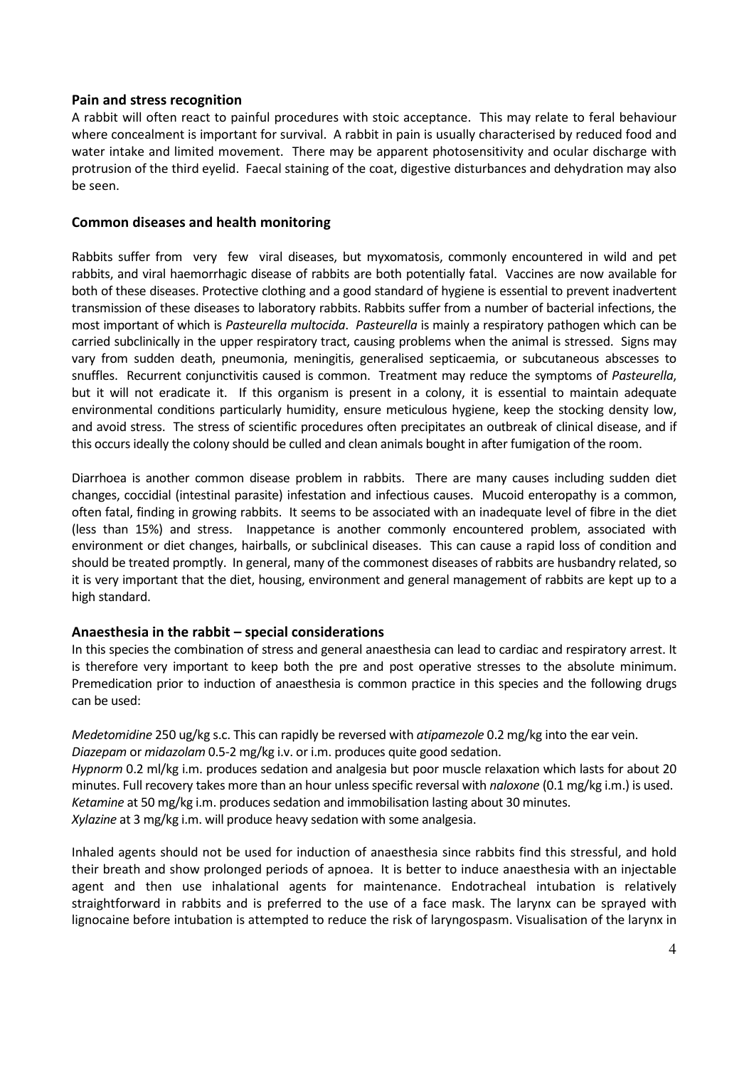### Pain and stress recognition

A rabbit will often react to painful procedures with stoic acceptance. This may relate to feral behaviour where concealment is important for survival. A rabbit in pain is usually characterised by reduced food and water intake and limited movement. There may be apparent photosensitivity and ocular discharge with protrusion of the third eyelid. Faecal staining of the coat, digestive disturbances and dehydration may also be seen.

### Common diseases and health monitoring

Rabbits suffer from very few viral diseases, but myxomatosis, commonly encountered in wild and pet rabbits, and viral haemorrhagic disease of rabbits are both potentially fatal. Vaccines are now available for both of these diseases. Protective clothing and a good standard of hygiene is essential to prevent inadvertent transmission of these diseases to laboratory rabbits. Rabbits suffer from a number of bacterial infections, the most important of which is *Pasteurella multocida*. *Pasteurella* is mainly a respiratory pathogen which can be carried subclinically in the upper respiratory tract, causing problems when the animal is stressed. Signs may vary from sudden death, pneumonia, meningitis, generalised septicaemia, or subcutaneous abscesses to snuffles. Recurrent conjunctivitis caused is common. Treatment may reduce the symptoms of *Pasteurella*, but it will not eradicate it. If this organism is present in a colony, it is essential to maintain adequate environmental conditions particularly humidity, ensure meticulous hygiene, keep the stocking density low, and avoid stress. The stress of scientific procedures often precipitates an outbreak of clinical disease, and if this occurs ideally the colony should be culled and clean animals bought in after fumigation of the room.

Diarrhoea is another common disease problem in rabbits. There are many causes including sudden diet changes, coccidial (intestinal parasite) infestation and infectious causes. Mucoid enteropathy is a common, often fatal, finding in growing rabbits. It seems to be associated with an inadequate level of fibre in the diet (less than 15%) and stress. Inappetance is another commonly encountered problem, associated with environment or diet changes, hairballs, or subclinical diseases. This can cause a rapid loss of condition and should be treated promptly. In general, many of the commonest diseases of rabbits are husbandry related, so it is very important that the diet, housing, environment and general management of rabbits are kept up to a high standard.

### Anaesthesia in the rabbit – special considerations

In this species the combination of stress and general anaesthesia can lead to cardiac and respiratory arrest. It is therefore very important to keep both the pre and post operative stresses to the absolute minimum. Premedication prior to induction of anaesthesia is common practice in this species and the following drugs can be used:

*Medetomidine* 250 ug/kg s.c. This can rapidly be reversed with *atipamezole* 0.2 mg/kg into the ear vein.
*Diazepam* or *midazolam* 0.5-2 mg/kg i.v. or i.m. produces quite good sedation.
*Hypnorm* 0.2 ml/kg i.m. produces sedation and analgesia but poor muscle relaxation which lasts for about 20 minutes. Full recovery takes more than an hour unless specific reversal with *naloxone* (0.1 mg/kg i.m.) is used.
*Ketamine* at 50 mg/kg i.m. produces sedation and immobilisation lasting about 30 minutes.
*Xylazine* at 3 mg/kg i.m. will produce heavy sedation with some analgesia.

Inhaled agents should not be used for induction of anaesthesia since rabbits find this stressful, and hold their breath and show prolonged periods of apnoea. It is better to induce anaesthesia with an injectable agent and then use inhalational agents for maintenance. Endotracheal intubation is relatively straightforward in rabbits and is preferred to the use of a face mask. The larynx can be sprayed with lignocaine before intubation is attempted to reduce the risk of laryngospasm. Visualisation of the larynx in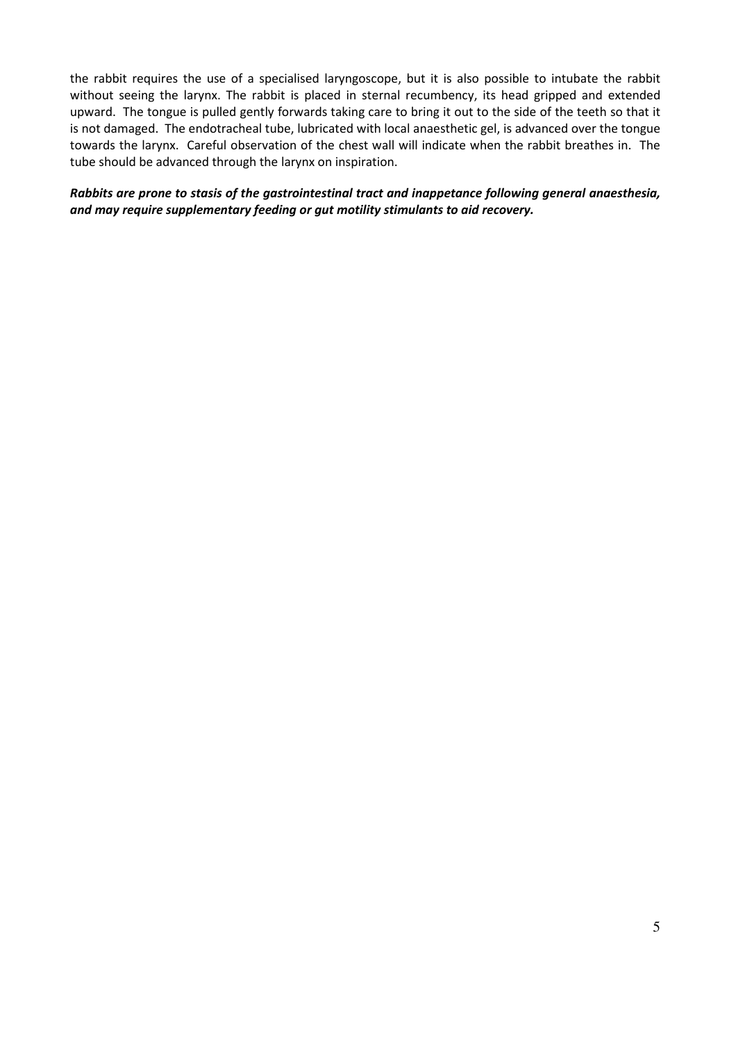the rabbit requires the use of a specialised laryngoscope, but it is also possible to intubate the rabbit without seeing the larynx. The rabbit is placed in sternal recumbency, its head gripped and extended upward. The tongue is pulled gently forwards taking care to bring it out to the side of the teeth so that it is not damaged. The endotracheal tube, lubricated with local anaesthetic gel, is advanced over the tongue towards the larynx. Careful observation of the chest wall will indicate when the rabbit breathes in. The tube should be advanced through the larynx on inspiration.

***Rabbits are prone to stasis of the gastrointestinal tract and inappetance following general anaesthesia, and may require supplementary feeding or gut motility stimulants to aid recovery.***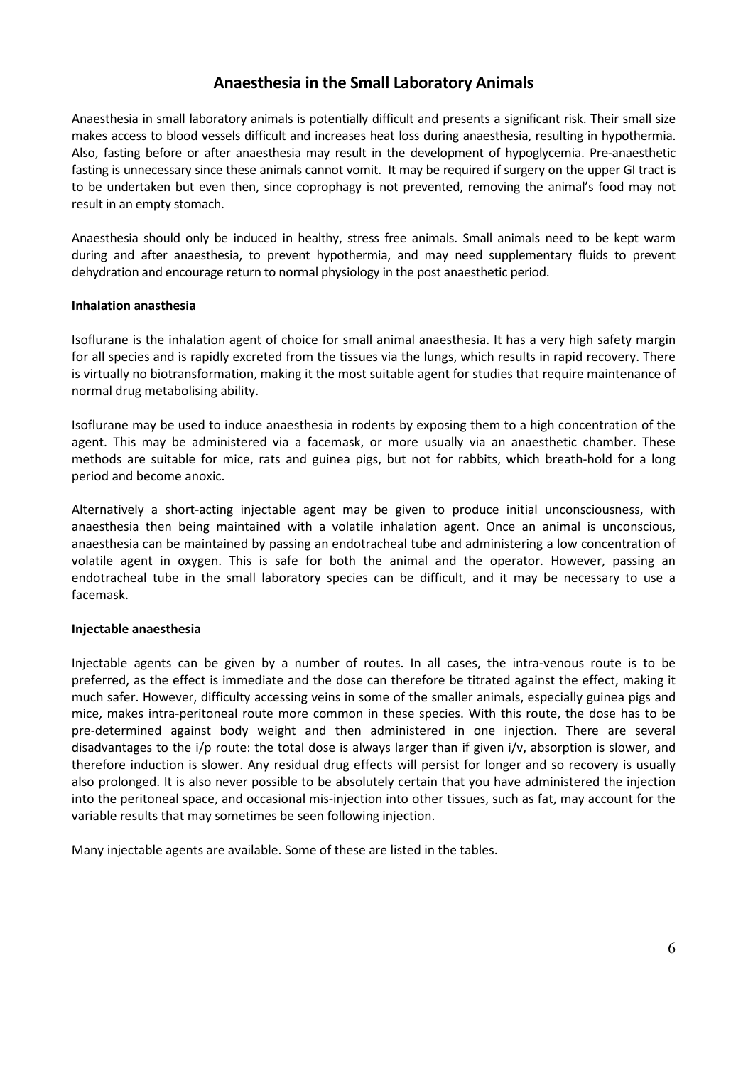# Anaesthesia in the Small Laboratory Animals

Anaesthesia in small laboratory animals is potentially difficult and presents a significant risk. Their small size makes access to blood vessels difficult and increases heat loss during anaesthesia, resulting in hypothermia. Also, fasting before or after anaesthesia may result in the development of hypoglycemia. Pre-anaesthetic fasting is unnecessary since these animals cannot vomit. It may be required if surgery on the upper GI tract is to be undertaken but even then, since coprophagy is not prevented, removing the animal's food may not result in an empty stomach.

Anaesthesia should only be induced in healthy, stress free animals. Small animals need to be kept warm during and after anaesthesia, to prevent hypothermia, and may need supplementary fluids to prevent dehydration and encourage return to normal physiology in the post anaesthetic period.

**Inhalation anasthesia**

Isoflurane is the inhalation agent of choice for small animal anaesthesia. It has a very high safety margin for all species and is rapidly excreted from the tissues via the lungs, which results in rapid recovery. There is virtually no biotransformation, making it the most suitable agent for studies that require maintenance of normal drug metabolising ability.

Isoflurane may be used to induce anaesthesia in rodents by exposing them to a high concentration of the agent. This may be administered via a facemask, or more usually via an anaesthetic chamber. These methods are suitable for mice, rats and guinea pigs, but not for rabbits, which breath-hold for a long period and become anoxic.

Alternatively a short-acting injectable agent may be given to produce initial unconsciousness, with anaesthesia then being maintained with a volatile inhalation agent. Once an animal is unconscious, anaesthesia can be maintained by passing an endotracheal tube and administering a low concentration of volatile agent in oxygen. This is safe for both the animal and the operator. However, passing an endotracheal tube in the small laboratory species can be difficult, and it may be necessary to use a facemask.

**Injectable anaesthesia**

Injectable agents can be given by a number of routes. In all cases, the intra-venous route is to be preferred, as the effect is immediate and the dose can therefore be titrated against the effect, making it much safer. However, difficulty accessing veins in some of the smaller animals, especially guinea pigs and mice, makes intra-peritoneal route more common in these species. With this route, the dose has to be pre-determined against body weight and then administered in one injection. There are several disadvantages to the i/p route: the total dose is always larger than if given i/v, absorption is slower, and therefore induction is slower. Any residual drug effects will persist for longer and so recovery is usually also prolonged. It is also never possible to be absolutely certain that you have administered the injection into the peritoneal space, and occasional mis-injection into other tissues, such as fat, may account for the variable results that may sometimes be seen following injection.

Many injectable agents are available. Some of these are listed in the tables.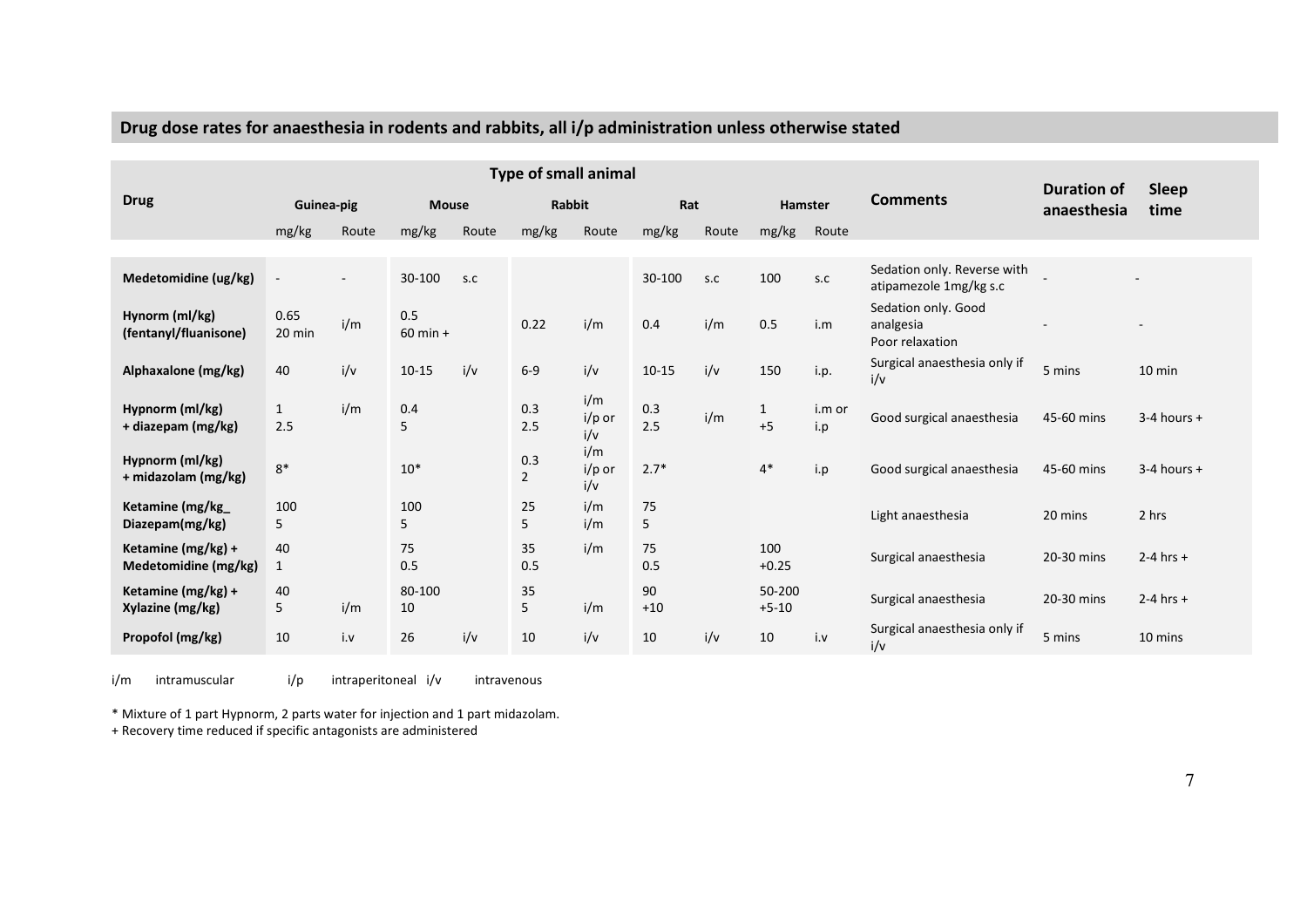## Drug dose rates for anaesthesia in rodents and rabbits, all i/p administration unless otherwise stated

| Drug | Type of small animal | | | | | | | | | | Comments | Duration of anaesthesia | Sleep time |
|---|---|---|---|---|---|---|---|---|---|---|---|---|---|
| | Guinea-pig | | Mouse | | Rabbit | | Rat | | Hamster | | | | |
| | mg/kg | Route | mg/kg | Route | mg/kg | Route | mg/kg | Route | mg/kg | Route | | | |
| Medetomidine (ug/kg) | - | - | 30-100 | s.c | | | 30-100 | s.c | 100 | s.c | Sedation only. Reverse with atipamezole 1mg/kg s.c | - | - |
| Hynorm (ml/kg) (fentanyl/fluanisone) | 0.65 20 min | i/m | 0.5 60 min + | | 0.22 | i/m | 0.4 | i/m | 0.5 | i.m | Sedation only. Good analgesia Poor relaxation | - | - |
| Alphaxalone (mg/kg) | 40 | i/v | 10-15 | i/v | 6-9 | i/v | 10-15 | i/v | 150 | i.p. | Surgical anaesthesia only if i/v | 5 mins | 10 min |
| Hypnorm (ml/kg) + diazepam (mg/kg) | 1 2.5 | i/m | 0.4 5 | | 0.3 2.5 | i/m i/p or i/v | 0.3 2.5 | i/m | 1 +5 | i.m or i.p | Good surgical anaesthesia | 45-60 mins | 3-4 hours + |
| Hypnorm (ml/kg) + midazolam (mg/kg) | 8* | | 10* | | 0.3 2 | i/m i/p or i/v | 2.7* | | 4* | i.p | Good surgical anaesthesia | 45-60 mins | 3-4 hours + |
| Ketamine (mg/kg_ Diazepam(mg/kg) | 100 5 | | 100 5 | | 25 5 | i/m i/m | 75 5 | | | | Light anaesthesia | 20 mins | 2 hrs |
| Ketamine (mg/kg) + Medetomidine (mg/kg) | 40 1 | | 75 0.5 | | 35 0.5 | i/m | 75 0.5 | | 100 +0.25 | | Surgical anaesthesia | 20-30 mins | 2-4 hrs + |
| Ketamine (mg/kg) + Xylazine (mg/kg) | 40 5 | i/m | 80-100 10 | | 35 5 | i/m | 90 +10 | | 50-200 +5-10 | | Surgical anaesthesia | 20-30 mins | 2-4 hrs + |
| Propofol (mg/kg) | 10 | i.v | 26 | i/v | 10 | i/v | 10 | i/v | 10 | i.v | Surgical anaesthesia only if i/v | 5 mins | 10 mins |

i/m intramuscular i/p intraperitoneal i/v intravenous

* Mixture of 1 part Hypnorm, 2 parts water for injection and 1 part midazolam.

+ Recovery time reduced if specific antagonists are administered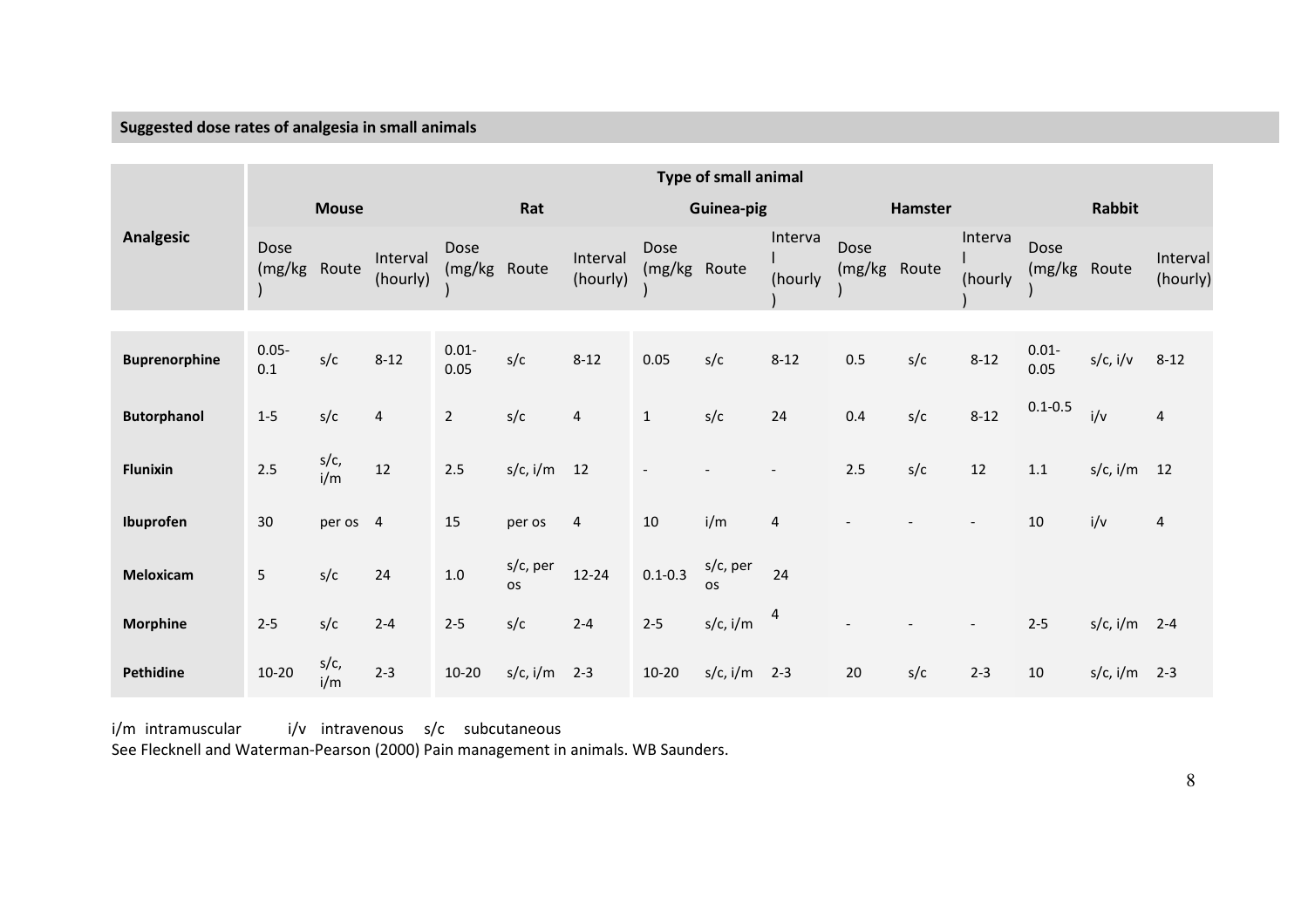## Suggested dose rates of analgesia in small animals

| Analgesic | Type of small animal | | | | | | | | | | | | | | |
|---|---|---|---|---|---|---|---|---|---|---|---|---|---|---|---|
| | Mouse | | | Rat | | | Guinea-pig | | | Hamster | | | Rabbit | | |
| | Dose (mg/kg) | Route | Interval (hourly) | Dose (mg/kg) | Route | Interval (hourly) | Dose (mg/kg) | Route | Interval (hourly) | Dose (mg/kg) | Route | Interval (hourly) | Dose (mg/kg) | Route | Interval (hourly) |
| **Buprenorphine** | 0.05-0.1 | s/c | 8-12 | 0.01-0.05 | s/c | 8-12 | 0.05 | s/c | 8-12 | 0.5 | s/c | 8-12 | 0.01-0.05 | s/c, i/v | 8-12 |
| **Butorphanol** | 1-5 | s/c | 4 | 2 | s/c | 4 | 1 | s/c | 24 | 0.4 | s/c | 8-12 | 0.1-0.5 | i/v | 4 |
| **Flunixin** | 2.5 | s/c, i/m | 12 | 2.5 | s/c, i/m | 12 | - | - | - | 2.5 | s/c | 12 | 1.1 | s/c, i/m | 12 |
| **Ibuprofen** | 30 | per os | 4 | 15 | per os | 4 | 10 | i/m | 4 | - | - | - | 10 | i/v | 4 |
| **Meloxicam** | 5 | s/c | 24 | 1.0 | s/c, per os | 12-24 | 0.1-0.3 | s/c, per os | 24 | | | | | | |
| **Morphine** | 2-5 | s/c | 2-4 | 2-5 | s/c | 2-4 | 2-5 | s/c, i/m | 4 | - | - | - | 2-5 | s/c, i/m | 2-4 |
| **Pethidine** | 10-20 | s/c, i/m | 2-3 | 10-20 | s/c, i/m | 2-3 | 10-20 | s/c, i/m | 2-3 | 20 | s/c | 2-3 | 10 | s/c, i/m | 2-3 |

i/m intramuscular    i/v intravenous    s/c subcutaneous

See Flecknell and Waterman-Pearson (2000) Pain management in animals. WB Saunders.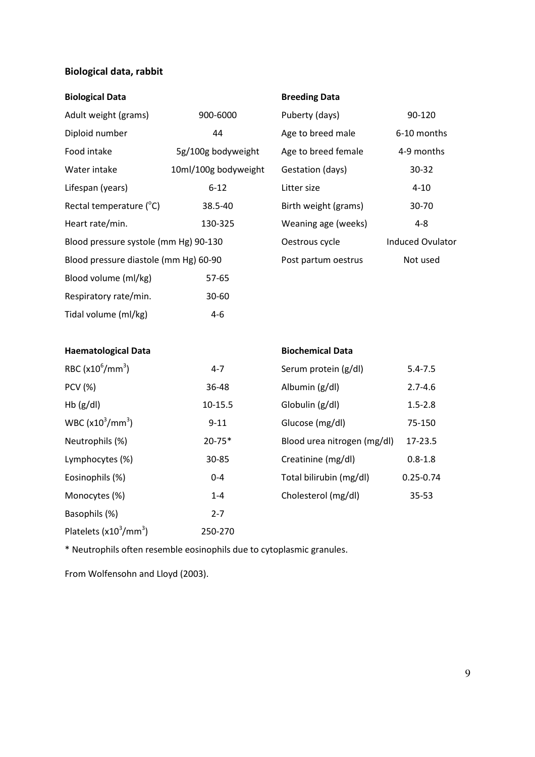### Biological data, rabbit

| Biological Data | | Breeding Data | |
|---|---|---|---|
| Adult weight (grams) | 900-6000 | Puberty (days) | 90-120 |
| Diploid number | 44 | Age to breed male | 6-10 months |
| Food intake | 5g/100g bodyweight | Age to breed female | 4-9 months |
| Water intake | 10ml/100g bodyweight | Gestation (days) | 30-32 |
| Lifespan (years) | 6-12 | Litter size | 4-10 |
| Rectal temperature (°C) | 38.5-40 | Birth weight (grams) | 30-70 |
| Heart rate/min. | 130-325 | Weaning age (weeks) | 4-8 |
| Blood pressure systole (mm Hg) | 90-130 | Oestrous cycle | Induced Ovulator |
| Blood pressure diastole (mm Hg) | 60-90 | Post partum oestrus | Not used |
| Blood volume (ml/kg) | 57-65 | | |
| Respiratory rate/min. | 30-60 | | |
| Tidal volume (ml/kg) | 4-6 | | |

| Haematological Data | | Biochemical Data | |
|---|---|---|---|
| RBC ($x10^6/mm^3$) | 4-7 | Serum protein (g/dl) | 5.4-7.5 |
| PCV (%) | 36-48 | Albumin (g/dl) | 2.7-4.6 |
| Hb (g/dl) | 10-15.5 | Globulin (g/dl) | 1.5-2.8 |
| WBC ($x10^3/mm^3$) | 9-11 | Glucose (mg/dl) | 75-150 |
| Neutrophils (%) | 20-75* | Blood urea nitrogen (mg/dl) | 17-23.5 |
| Lymphocytes (%) | 30-85 | Creatinine (mg/dl) | 0.8-1.8 |
| Eosinophils (%) | 0-4 | Total bilirubin (mg/dl) | 0.25-0.74 |
| Monocytes (%) | 1-4 | Cholesterol (mg/dl) | 35-53 |
| Basophils (%) | 2-7 | | |
| Platelets ($x10^3/mm^3$) | 250-270 | | |

* Neutrophils often resemble eosinophils due to cytoplasmic granules.

From Wolfensohn and Lloyd (2003).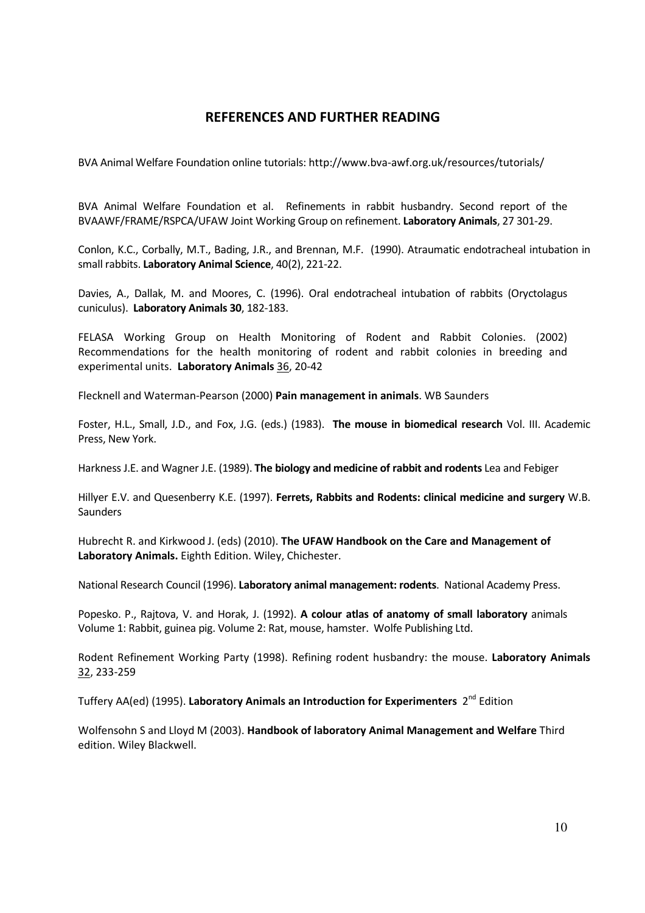## REFERENCES AND FURTHER READING

BVA Animal Welfare Foundation online tutorials: http://www.bva-awf.org.uk/resources/tutorials/

BVA Animal Welfare Foundation et al. Refinements in rabbit husbandry. Second report of the BVAAWF/FRAME/RSPCA/UFAW Joint Working Group on refinement. **Laboratory Animals**, 27 301-29.

Conlon, K.C., Corbally, M.T., Bading, J.R., and Brennan, M.F. (1990). Atraumatic endotracheal intubation in small rabbits. **Laboratory Animal Science**, 40(2), 221-22.

Davies, A., Dallak, M. and Moores, C. (1996). Oral endotracheal intubation of rabbits (Oryctolagus cuniculus). **Laboratory Animals 30**, 182-183.

FELASA Working Group on Health Monitoring of Rodent and Rabbit Colonies. (2002) Recommendations for the health monitoring of rodent and rabbit colonies in breeding and experimental units. **Laboratory Animals** 36, 20-42

Flecknell and Waterman-Pearson (2000) **Pain management in animals**. WB Saunders

Foster, H.L., Small, J.D., and Fox, J.G. (eds.) (1983). **The mouse in biomedical research** Vol. III. Academic Press, New York.

Harkness J.E. and Wagner J.E. (1989). **The biology and medicine of rabbit and rodents** Lea and Febiger

Hillyer E.V. and Quesenberry K.E. (1997). **Ferrets, Rabbits and Rodents: clinical medicine and surgery** W.B. Saunders

Hubrecht R. and Kirkwood J. (eds) (2010). **The UFAW Handbook on the Care and Management of Laboratory Animals.** Eighth Edition. Wiley, Chichester.

National Research Council (1996). **Laboratory animal management: rodents**. National Academy Press.

Popesko. P., Rajtova, V. and Horak, J. (1992). **A colour atlas of anatomy of small laboratory** animals Volume 1: Rabbit, guinea pig. Volume 2: Rat, mouse, hamster. Wolfe Publishing Ltd.

Rodent Refinement Working Party (1998). Refining rodent husbandry: the mouse. **Laboratory Animals** 32, 233-259

Tuffery AA(ed) (1995). **Laboratory Animals an Introduction for Experimenters** 2nd Edition

Wolfensohn S and Lloyd M (2003). **Handbook of laboratory Animal Management and Welfare** Third edition. Wiley Blackwell.